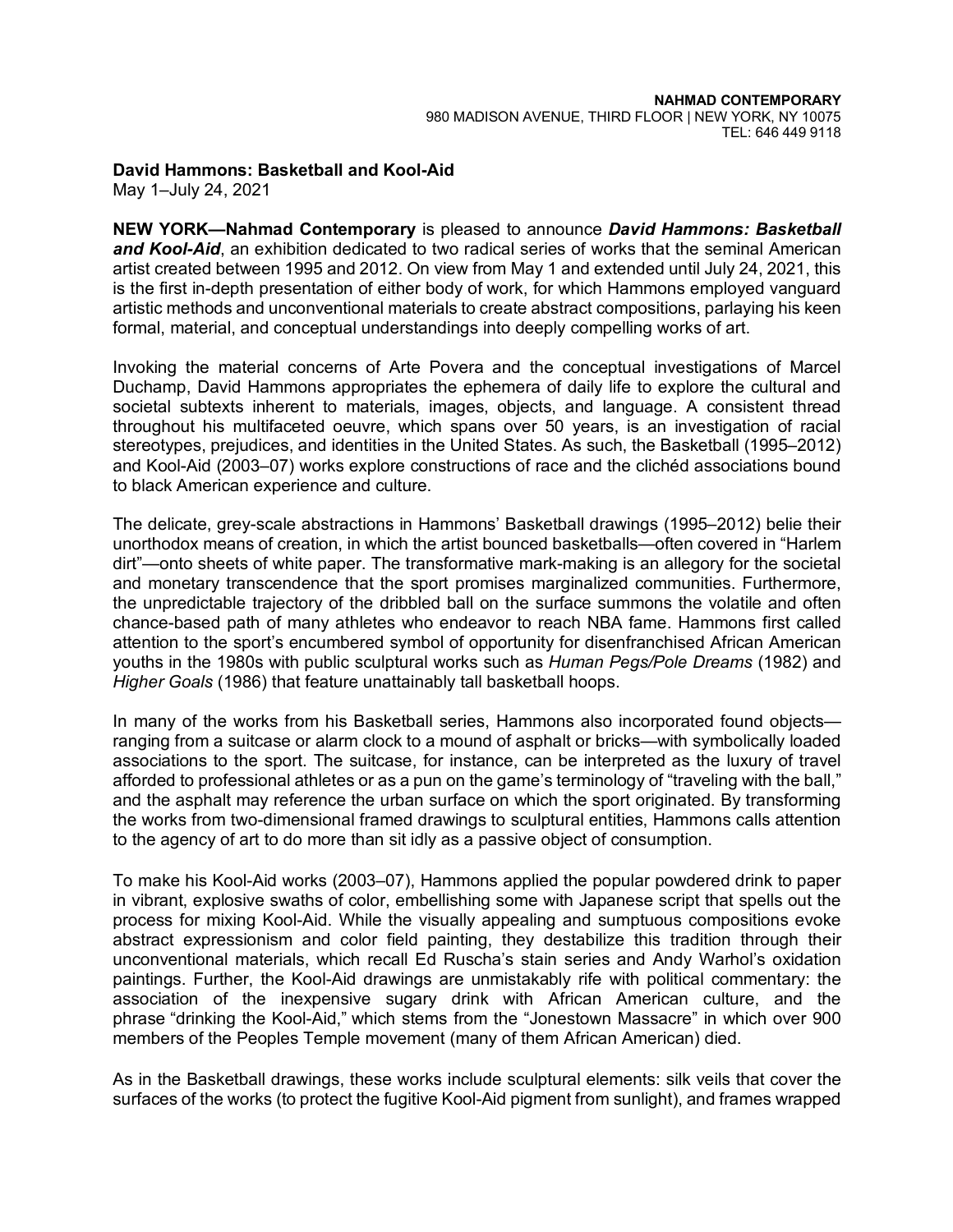**NAHMAD CONTEMPORARY**
980 MADISON AVENUE, THIRD FLOOR | NEW YORK, NY 10075
TEL: 646 449 9118

**David Hammons: Basketball and Kool-Aid**
May 1–July 24, 2021

**NEW YORK—Nahmad Contemporary** is pleased to announce ***David Hammons: Basketball and Kool-Aid***, an exhibition dedicated to two radical series of works that the seminal American artist created between 1995 and 2012. On view from May 1 and extended until July 24, 2021, this is the first in-depth presentation of either body of work, for which Hammons employed vanguard artistic methods and unconventional materials to create abstract compositions, parlaying his keen formal, material, and conceptual understandings into deeply compelling works of art.

Invoking the material concerns of Arte Povera and the conceptual investigations of Marcel Duchamp, David Hammons appropriates the ephemera of daily life to explore the cultural and societal subtexts inherent to materials, images, objects, and language. A consistent thread throughout his multifaceted oeuvre, which spans over 50 years, is an investigation of racial stereotypes, prejudices, and identities in the United States. As such, the Basketball (1995–2012) and Kool-Aid (2003–07) works explore constructions of race and the clichéd associations bound to black American experience and culture.

The delicate, grey-scale abstractions in Hammons' Basketball drawings (1995–2012) belie their unorthodox means of creation, in which the artist bounced basketballs—often covered in "Harlem dirt"—onto sheets of white paper. The transformative mark-making is an allegory for the societal and monetary transcendence that the sport promises marginalized communities. Furthermore, the unpredictable trajectory of the dribbled ball on the surface summons the volatile and often chance-based path of many athletes who endeavor to reach NBA fame. Hammons first called attention to the sport's encumbered symbol of opportunity for disenfranchised African American youths in the 1980s with public sculptural works such as *Human Pegs/Pole Dreams* (1982) and *Higher Goals* (1986) that feature unattainably tall basketball hoops.

In many of the works from his Basketball series, Hammons also incorporated found objects—ranging from a suitcase or alarm clock to a mound of asphalt or bricks—with symbolically loaded associations to the sport. The suitcase, for instance, can be interpreted as the luxury of travel afforded to professional athletes or as a pun on the game's terminology of "traveling with the ball," and the asphalt may reference the urban surface on which the sport originated. By transforming the works from two-dimensional framed drawings to sculptural entities, Hammons calls attention to the agency of art to do more than sit idly as a passive object of consumption.

To make his Kool-Aid works (2003–07), Hammons applied the popular powdered drink to paper in vibrant, explosive swaths of color, embellishing some with Japanese script that spells out the process for mixing Kool-Aid. While the visually appealing and sumptuous compositions evoke abstract expressionism and color field painting, they destabilize this tradition through their unconventional materials, which recall Ed Ruscha's stain series and Andy Warhol's oxidation paintings. Further, the Kool-Aid drawings are unmistakably rife with political commentary: the association of the inexpensive sugary drink with African American culture, and the phrase "drinking the Kool-Aid," which stems from the "Jonestown Massacre" in which over 900 members of the Peoples Temple movement (many of them African American) died.

As in the Basketball drawings, these works include sculptural elements: silk veils that cover the surfaces of the works (to protect the fugitive Kool-Aid pigment from sunlight), and frames wrapped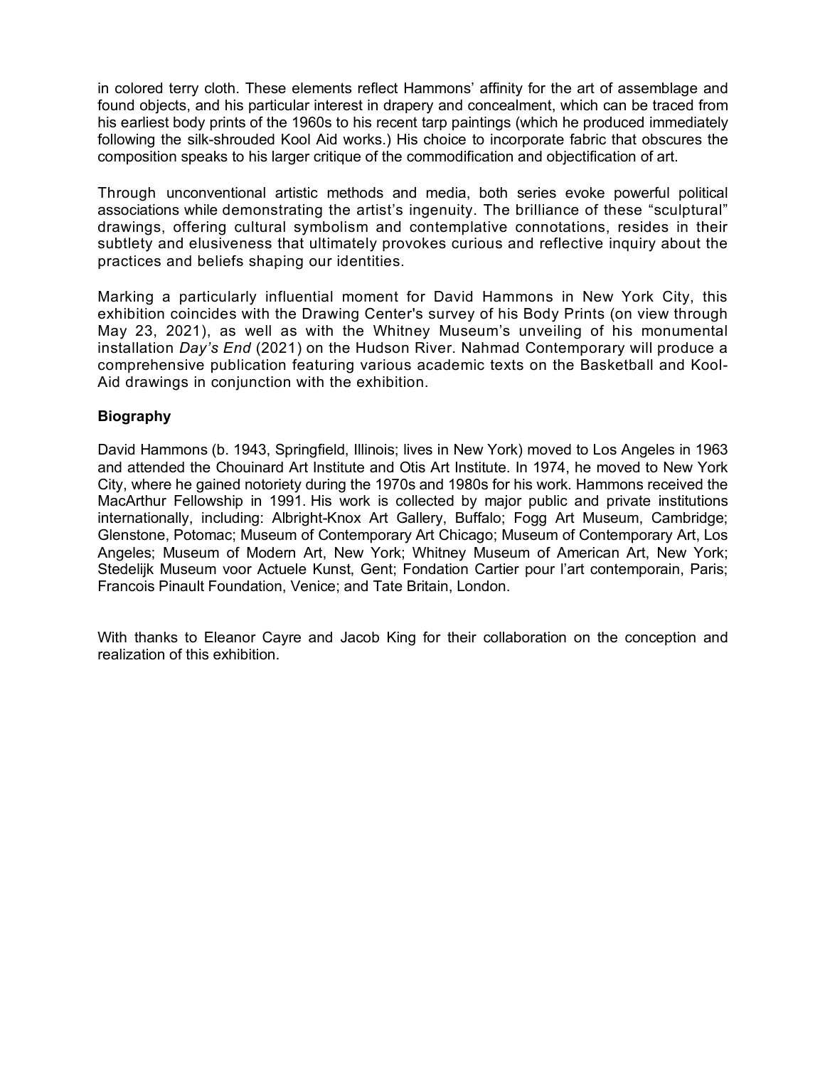in colored terry cloth. These elements reflect Hammons' affinity for the art of assemblage and found objects, and his particular interest in drapery and concealment, which can be traced from his earliest body prints of the 1960s to his recent tarp paintings (which he produced immediately following the silk-shrouded Kool Aid works.) His choice to incorporate fabric that obscures the composition speaks to his larger critique of the commodification and objectification of art.

Through unconventional artistic methods and media, both series evoke powerful political associations while demonstrating the artist's ingenuity. The brilliance of these "sculptural" drawings, offering cultural symbolism and contemplative connotations, resides in their subtlety and elusiveness that ultimately provokes curious and reflective inquiry about the practices and beliefs shaping our identities.

Marking a particularly influential moment for David Hammons in New York City, this exhibition coincides with the Drawing Center's survey of his Body Prints (on view through May 23, 2021), as well as with the Whitney Museum's unveiling of his monumental installation *Day's End* (2021) on the Hudson River. Nahmad Contemporary will produce a comprehensive publication featuring various academic texts on the Basketball and Kool-Aid drawings in conjunction with the exhibition.

**Biography**

David Hammons (b. 1943, Springfield, Illinois; lives in New York) moved to Los Angeles in 1963 and attended the Chouinard Art Institute and Otis Art Institute. In 1974, he moved to New York City, where he gained notoriety during the 1970s and 1980s for his work. Hammons received the MacArthur Fellowship in 1991. His work is collected by major public and private institutions internationally, including: Albright-Knox Art Gallery, Buffalo; Fogg Art Museum, Cambridge; Glenstone, Potomac; Museum of Contemporary Art Chicago; Museum of Contemporary Art, Los Angeles; Museum of Modern Art, New York; Whitney Museum of American Art, New York; Stedelijk Museum voor Actuele Kunst, Gent; Fondation Cartier pour l'art contemporain, Paris; Francois Pinault Foundation, Venice; and Tate Britain, London.

With thanks to Eleanor Cayre and Jacob King for their collaboration on the conception and realization of this exhibition.